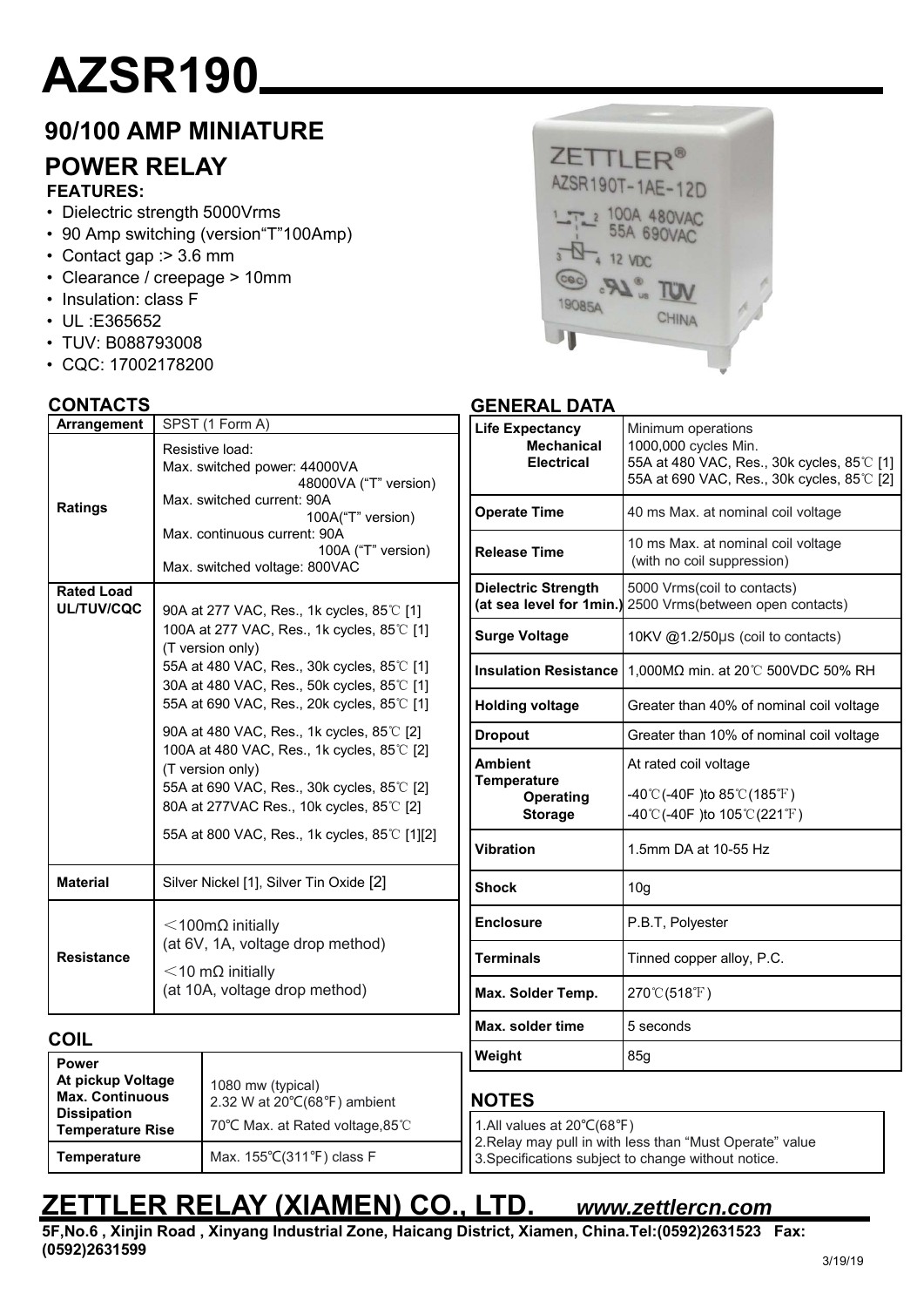# AZSR190

## 90/100 AMP MINIATURE

## POWER RELAY

**FEATURES:**

- Dielectric strength 5000Vrms
- 90 Amp switching (version"T"100Amp)
- Contact gap :> 3.6 mm
- Clearance / creepage > 10mm
- Insulation: class F
- UL :E365652
- TUV: B088793008
- CQC: 17002178200

### CONTACTS

| Arrangement | SPST (1 Form A) |
|---|---|
| Ratings | Resistive load:<br>Max. switched power: 44000VA<br>48000VA ("T" version)<br>Max. switched current: 90A<br>100A("T" version)<br>Max. continuous current: 90A<br>100A ("T" version)<br>Max. switched voltage: 800VAC |
| Rated Load UL/TUV/CQC | 90A at 277 VAC, Res., 1k cycles, 85℃ [1]<br>100A at 277 VAC, Res., 1k cycles, 85℃ [1] (T version only)<br>55A at 480 VAC, Res., 30k cycles, 85℃ [1]<br>30A at 480 VAC, Res., 50k cycles, 85℃ [1]<br>55A at 690 VAC, Res., 20k cycles, 85℃ [1]<br>90A at 480 VAC, Res., 1k cycles, 85℃ [2]<br>100A at 480 VAC, Res., 1k cycles, 85℃ [2] (T version only)<br>55A at 690 VAC, Res., 30k cycles, 85℃ [2]<br>80A at 277VAC Res., 10k cycles, 85℃ [2]<br>55A at 800 VAC, Res., 1k cycles, 85℃ [1][2] |
| Material | Silver Nickel [1], Silver Tin Oxide [2] |
| Resistance | <100mΩ initially<br>(at 6V, 1A, voltage drop method)<br><10 mΩ initially<br>(at 10A, voltage drop method) |

### COIL

| Power<br>At pickup Voltage<br>Max. Continuous Dissipation<br>Temperature Rise | 1080 mw (typical)<br>2.32 W at 20℃(68℉) ambient<br>70℃ Max. at Rated voltage,85℃ |
|---|---|
| Temperature | Max. 155℃(311℉) class F |

### GENERAL DATA

| Life Expectancy<br>Mechanical<br>Electrical | Minimum operations<br>1000,000 cycles Min.<br>55A at 480 VAC, Res., 30k cycles, 85℃ [1]<br>55A at 690 VAC, Res., 30k cycles, 85℃ [2] |
|---|---|
| Operate Time | 40 ms Max. at nominal coil voltage |
| Release Time | 10 ms Max. at nominal coil voltage (with no coil suppression) |
| Dielectric Strength (at sea level for 1min.) | 5000 Vrms(coil to contacts)<br>2500 Vrms(between open contacts) |
| Surge Voltage | 10KV @1.2/50μs (coil to contacts) |
| Insulation Resistance | 1,000MΩ min. at 20℃ 500VDC 50% RH |
| Holding voltage | Greater than 40% of nominal coil voltage |
| Dropout | Greater than 10% of nominal coil voltage |
| Ambient Temperature<br>Operating<br>Storage | At rated coil voltage<br>-40℃(-40F )to 85℃(185℉)<br>-40℃(-40F )to 105℃(221℉) |
| Vibration | 1.5mm DA at 10-55 Hz |
| Shock | 10g |
| Enclosure | P.B.T, Polyester |
| Terminals | Tinned copper alloy, P.C. |
| Max. Solder Temp. | 270℃(518℉) |
| Max. solder time | 5 seconds |
| Weight | 85g |

### NOTES

1.All values at 20℃(68℉)
2.Relay may pull in with less than "Must Operate" value
3.Specifications subject to change without notice.

## ZETTLER RELAY (XIAMEN) CO., LTD. *www.zettlercn.com*

**5F,No.6 , Xinjin Road , Xinyang Industrial Zone, Haicang District, Xiamen, China.Tel:(0592)2631523 Fax: (0592)2631599**

3/19/19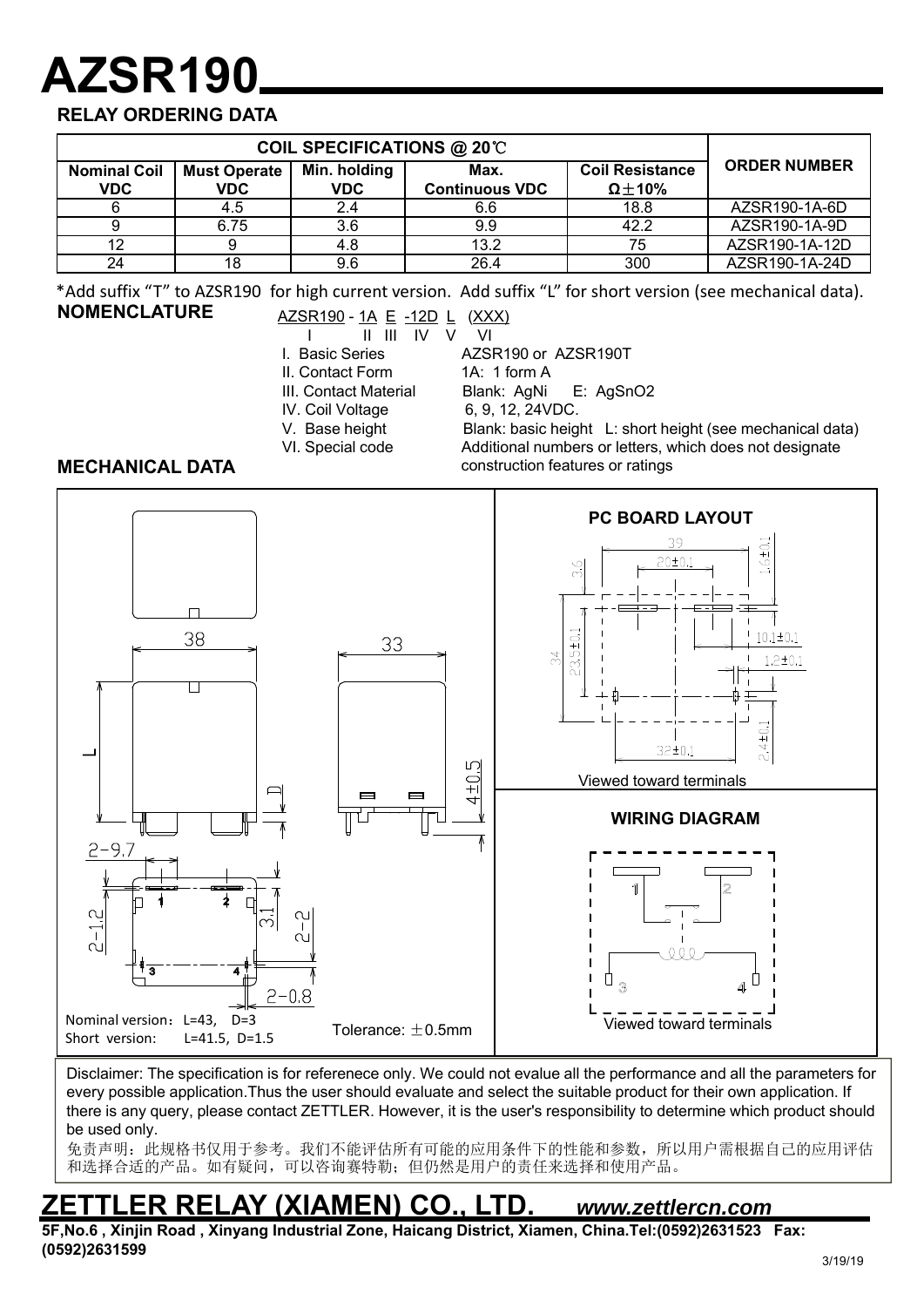# AZSR190

## RELAY ORDERING DATA

| COIL SPECIFICATIONS @ 20℃ | | | | | ORDER NUMBER |
|---|---|---|---|---|---|
| Nominal Coil VDC | Must Operate VDC | Min. holding VDC | Max. Continuous VDC | Coil Resistance Ω±10% | |
| 6 | 4.5 | 2.4 | 6.6 | 18.8 | AZSR190-1A-6D |
| 9 | 6.75 | 3.6 | 9.9 | 42.2 | AZSR190-1A-9D |
| 12 | 9 | 4.8 | 13.2 | 75 | AZSR190-1A-12D |
| 24 | 18 | 9.6 | 26.4 | 300 | AZSR190-1A-24D |

*Add suffix "T" to AZSR190 for high current version. Add suffix "L" for short version (see mechanical data).

## NOMENCLATURE

AZSR190 - 1A E -12D L (XXX)
I II III IV V VI

- I. Basic Series: AZSR190 or AZSR190T
- II. Contact Form: 1A: 1 form A
- III. Contact Material: Blank: AgNi E: AgSnO2
- IV. Coil Voltage: 6, 9, 12, 24VDC.
- V. Base height: Blank: basic height L: short height (see mechanical data)
- VI. Special code: Additional numbers or letters, which does not designate construction features or ratings

## MECHANICAL DATA

38
33
L
D
4±0.5
2-9.7
2-1.2
3.1
2-2
2-0.8
1 2 3 4

Nominal version: L=43, D=3
Short version: L=41.5, D=1.5

Tolerance: ±0.5mm

**PC BOARD LAYOUT**

39
20±0.1
1.6±0.1
3.6
34
23.5±0.1
10.1±0.1
1.2±0.1
32±0.1
2.4±0.1

Viewed toward terminals

**WIRING DIAGRAM**

1 2 3 4

Viewed toward terminals

Disclaimer: The specification is for referenece only. We could not evalue all the performance and all the parameters for every possible application.Thus the user should evaluate and select the suitable product for their own application. If there is any query, please contact ZETTLER. However, it is the user's responsibility to determine which product should be used only.

免责声明：此规格书仅用于参考。我们不能评估所有可能的应用条件下的性能和参数，所以用户需根据自己的应用评估和选择合适的产品。如有疑问，可以咨询赛特勒；但仍然是用户的责任来选择和使用产品。

## ZETTLER RELAY (XIAMEN) CO., LTD. *www.zettlercn.com*

**5F,No.6 , Xinjin Road , Xinyang Industrial Zone, Haicang District, Xiamen, China.Tel:(0592)2631523 Fax: (0592)2631599**

3/19/19